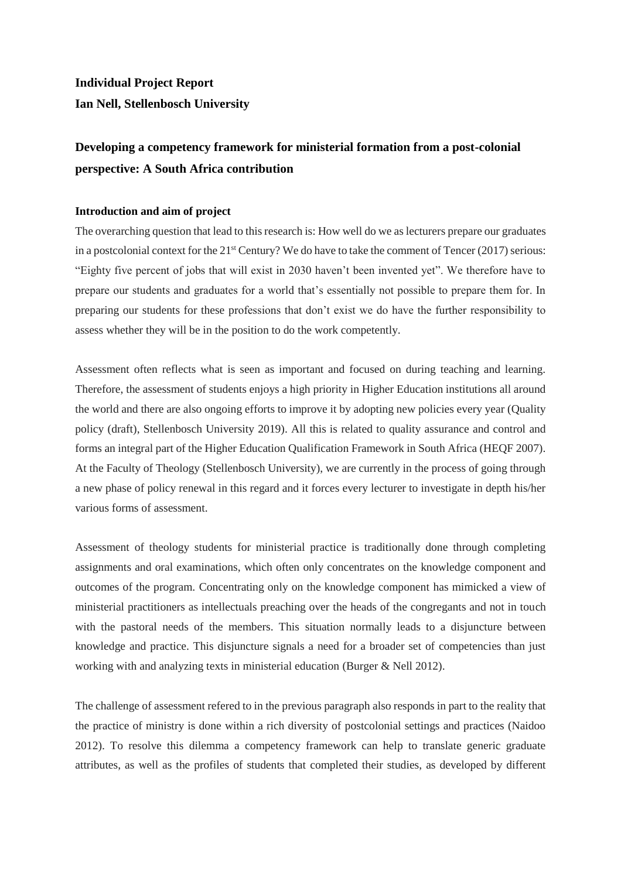**Individual Project Report**

**Ian Nell, Stellenbosch University**

## Developing a competency framework for ministerial formation from a post-colonial perspective: A South Africa contribution

### Introduction and aim of project

The overarching question that lead to this research is: How well do we as lecturers prepare our graduates in a postcolonial context for the 21st Century? We do have to take the comment of Tencer (2017) serious: "Eighty five percent of jobs that will exist in 2030 haven't been invented yet". We therefore have to prepare our students and graduates for a world that's essentially not possible to prepare them for. In preparing our students for these professions that don't exist we do have the further responsibility to assess whether they will be in the position to do the work competently.

Assessment often reflects what is seen as important and focused on during teaching and learning. Therefore, the assessment of students enjoys a high priority in Higher Education institutions all around the world and there are also ongoing efforts to improve it by adopting new policies every year (Quality policy (draft), Stellenbosch University 2019). All this is related to quality assurance and control and forms an integral part of the Higher Education Qualification Framework in South Africa (HEQF 2007). At the Faculty of Theology (Stellenbosch University), we are currently in the process of going through a new phase of policy renewal in this regard and it forces every lecturer to investigate in depth his/her various forms of assessment.

Assessment of theology students for ministerial practice is traditionally done through completing assignments and oral examinations, which often only concentrates on the knowledge component and outcomes of the program. Concentrating only on the knowledge component has mimicked a view of ministerial practitioners as intellectuals preaching over the heads of the congregants and not in touch with the pastoral needs of the members. This situation normally leads to a disjuncture between knowledge and practice. This disjuncture signals a need for a broader set of competencies than just working with and analyzing texts in ministerial education (Burger & Nell 2012).

The challenge of assessment refered to in the previous paragraph also responds in part to the reality that the practice of ministry is done within a rich diversity of postcolonial settings and practices (Naidoo 2012). To resolve this dilemma a competency framework can help to translate generic graduate attributes, as well as the profiles of students that completed their studies, as developed by different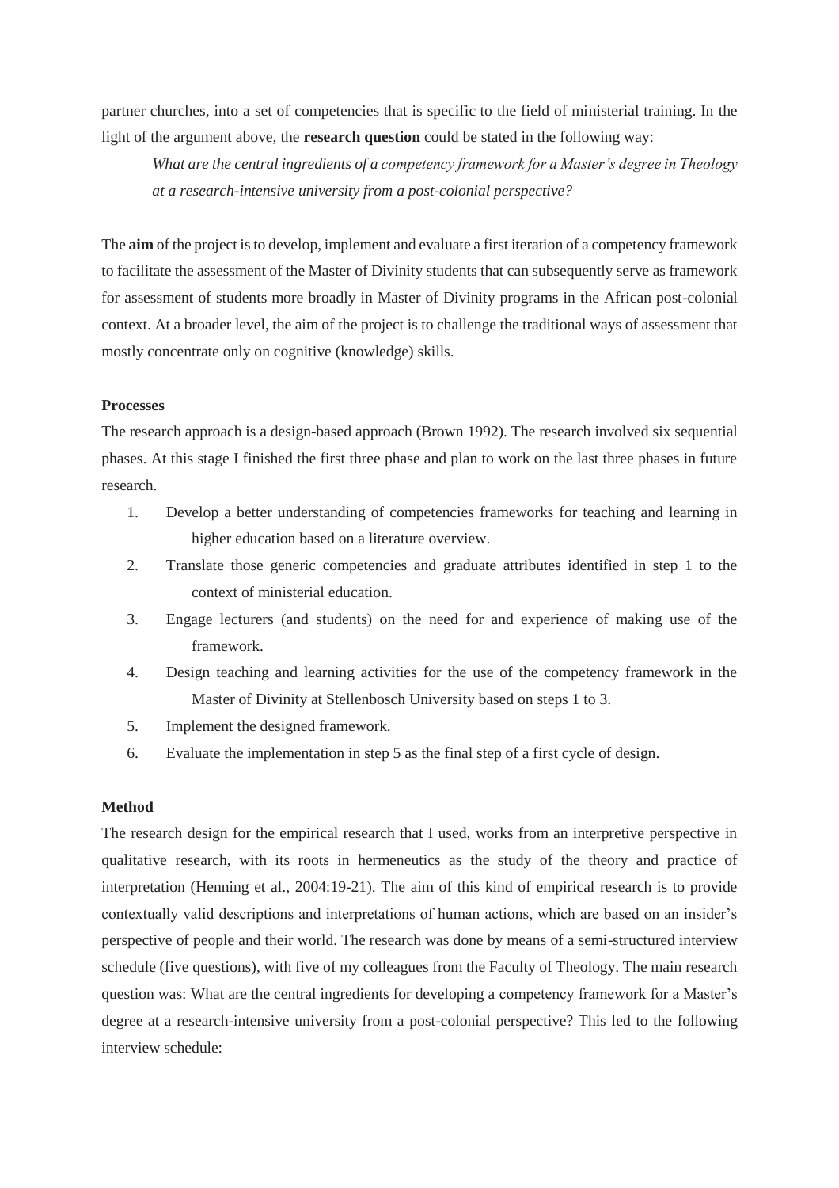partner churches, into a set of competencies that is specific to the field of ministerial training. In the light of the argument above, the **research question** could be stated in the following way:

> *What are the central ingredients of a competency framework for a Master's degree in Theology at a research-intensive university from a post-colonial perspective?*

The **aim** of the project is to develop, implement and evaluate a first iteration of a competency framework to facilitate the assessment of the Master of Divinity students that can subsequently serve as framework for assessment of students more broadly in Master of Divinity programs in the African post-colonial context. At a broader level, the aim of the project is to challenge the traditional ways of assessment that mostly concentrate only on cognitive (knowledge) skills.

**Processes**

The research approach is a design-based approach (Brown 1992). The research involved six sequential phases. At this stage I finished the first three phase and plan to work on the last three phases in future research.

1. Develop a better understanding of competencies frameworks for teaching and learning in higher education based on a literature overview.
2. Translate those generic competencies and graduate attributes identified in step 1 to the context of ministerial education.
3. Engage lecturers (and students) on the need for and experience of making use of the framework.
4. Design teaching and learning activities for the use of the competency framework in the Master of Divinity at Stellenbosch University based on steps 1 to 3.
5. Implement the designed framework.
6. Evaluate the implementation in step 5 as the final step of a first cycle of design.

**Method**

The research design for the empirical research that I used, works from an interpretive perspective in qualitative research, with its roots in hermeneutics as the study of the theory and practice of interpretation (Henning et al., 2004:19-21). The aim of this kind of empirical research is to provide contextually valid descriptions and interpretations of human actions, which are based on an insider's perspective of people and their world. The research was done by means of a semi-structured interview schedule (five questions), with five of my colleagues from the Faculty of Theology. The main research question was: What are the central ingredients for developing a competency framework for a Master's degree at a research-intensive university from a post-colonial perspective? This led to the following interview schedule: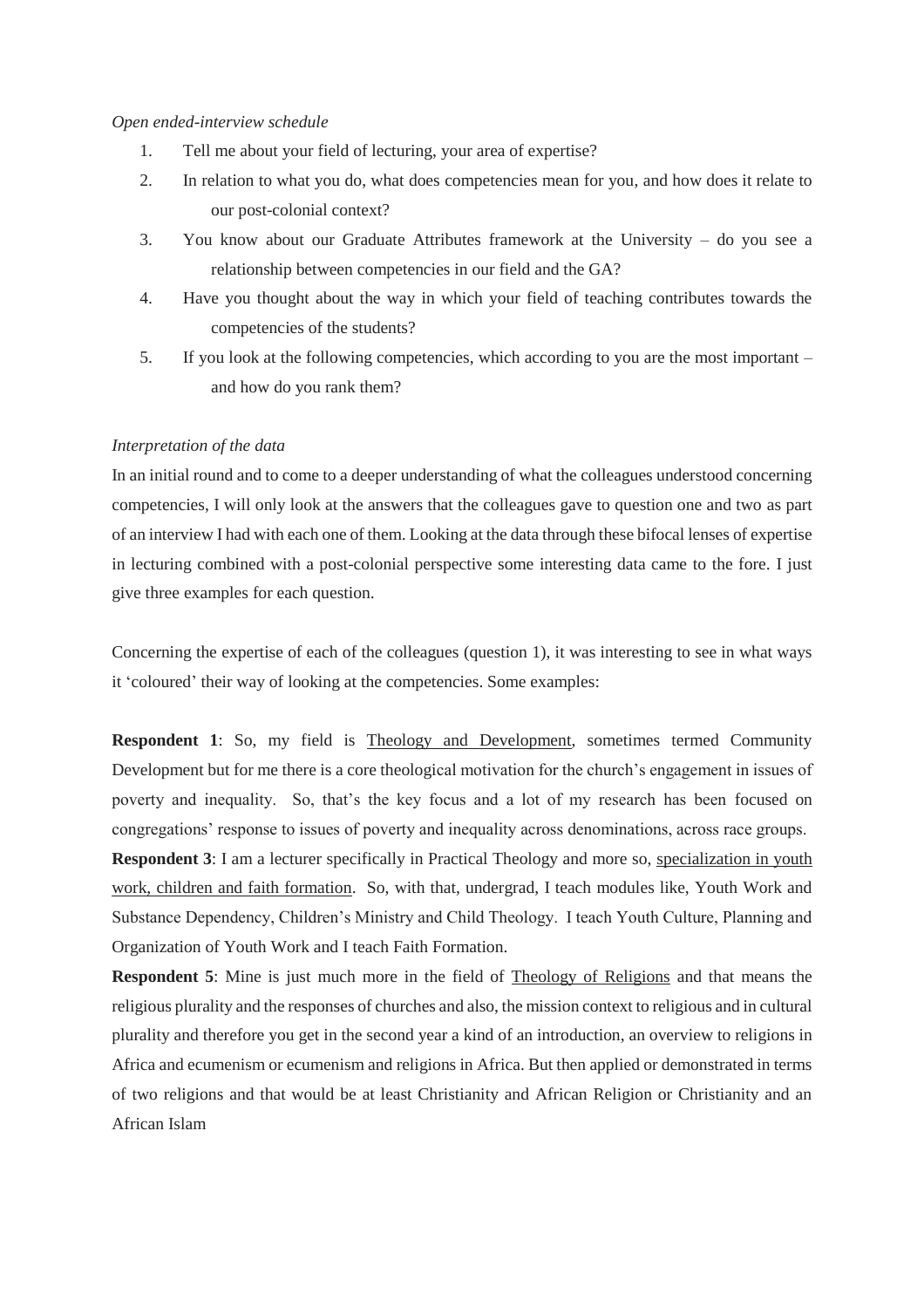*Open ended-interview schedule*

1. Tell me about your field of lecturing, your area of expertise?
2. In relation to what you do, what does competencies mean for you, and how does it relate to our post-colonial context?
3. You know about our Graduate Attributes framework at the University – do you see a relationship between competencies in our field and the GA?
4. Have you thought about the way in which your field of teaching contributes towards the competencies of the students?
5. If you look at the following competencies, which according to you are the most important – and how do you rank them?

*Interpretation of the data*

In an initial round and to come to a deeper understanding of what the colleagues understood concerning competencies, I will only look at the answers that the colleagues gave to question one and two as part of an interview I had with each one of them. Looking at the data through these bifocal lenses of expertise in lecturing combined with a post-colonial perspective some interesting data came to the fore. I just give three examples for each question.

Concerning the expertise of each of the colleagues (question 1), it was interesting to see in what ways it 'coloured' their way of looking at the competencies. Some examples:

**Respondent 1**: So, my field is <u>Theology and Development</u>, sometimes termed Community Development but for me there is a core theological motivation for the church's engagement in issues of poverty and inequality. So, that's the key focus and a lot of my research has been focused on congregations' response to issues of poverty and inequality across denominations, across race groups.

**Respondent 3**: I am a lecturer specifically in Practical Theology and more so, <u>specialization in youth work, children and faith formation</u>. So, with that, undergrad, I teach modules like, Youth Work and Substance Dependency, Children's Ministry and Child Theology. I teach Youth Culture, Planning and Organization of Youth Work and I teach Faith Formation.

**Respondent 5**: Mine is just much more in the field of <u>Theology of Religions</u> and that means the religious plurality and the responses of churches and also, the mission context to religious and in cultural plurality and therefore you get in the second year a kind of an introduction, an overview to religions in Africa and ecumenism or ecumenism and religions in Africa. But then applied or demonstrated in terms of two religions and that would be at least Christianity and African Religion or Christianity and an African Islam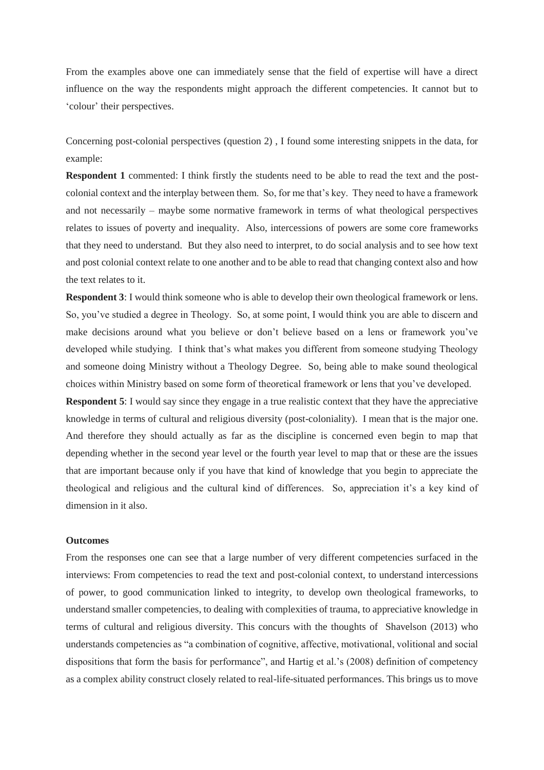From the examples above one can immediately sense that the field of expertise will have a direct influence on the way the respondents might approach the different competencies. It cannot but to 'colour' their perspectives.

Concerning post-colonial perspectives (question 2) , I found some interesting snippets in the data, for example:

**Respondent 1** commented: I think firstly the students need to be able to read the text and the post-colonial context and the interplay between them. So, for me that's key. They need to have a framework and not necessarily – maybe some normative framework in terms of what theological perspectives relates to issues of poverty and inequality. Also, intercessions of powers are some core frameworks that they need to understand. But they also need to interpret, to do social analysis and to see how text and post colonial context relate to one another and to be able to read that changing context also and how the text relates to it.

**Respondent 3**: I would think someone who is able to develop their own theological framework or lens. So, you've studied a degree in Theology. So, at some point, I would think you are able to discern and make decisions around what you believe or don't believe based on a lens or framework you've developed while studying. I think that's what makes you different from someone studying Theology and someone doing Ministry without a Theology Degree. So, being able to make sound theological choices within Ministry based on some form of theoretical framework or lens that you've developed.

**Respondent 5**: I would say since they engage in a true realistic context that they have the appreciative knowledge in terms of cultural and religious diversity (post-coloniality). I mean that is the major one. And therefore they should actually as far as the discipline is concerned even begin to map that depending whether in the second year level or the fourth year level to map that or these are the issues that are important because only if you have that kind of knowledge that you begin to appreciate the theological and religious and the cultural kind of differences. So, appreciation it's a key kind of dimension in it also.

**Outcomes**

From the responses one can see that a large number of very different competencies surfaced in the interviews: From competencies to read the text and post-colonial context, to understand intercessions of power, to good communication linked to integrity, to develop own theological frameworks, to understand smaller competencies, to dealing with complexities of trauma, to appreciative knowledge in terms of cultural and religious diversity. This concurs with the thoughts of Shavelson (2013) who understands competencies as "a combination of cognitive, affective, motivational, volitional and social dispositions that form the basis for performance", and Hartig et al.'s (2008) definition of competency as a complex ability construct closely related to real-life-situated performances. This brings us to move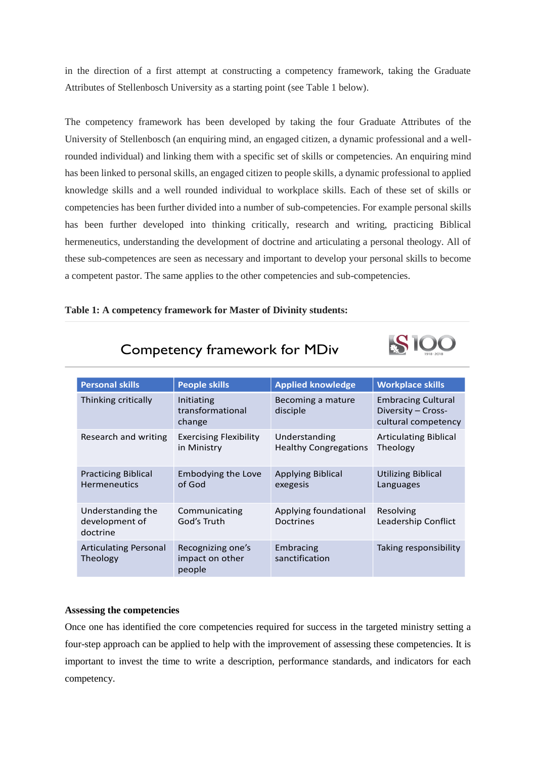in the direction of a first attempt at constructing a competency framework, taking the Graduate Attributes of Stellenbosch University as a starting point (see Table 1 below).

The competency framework has been developed by taking the four Graduate Attributes of the University of Stellenbosch (an enquiring mind, an engaged citizen, a dynamic professional and a well-rounded individual) and linking them with a specific set of skills or competencies. An enquiring mind has been linked to personal skills, an engaged citizen to people skills, a dynamic professional to applied knowledge skills and a well rounded individual to workplace skills. Each of these set of skills or competencies has been further divided into a number of sub-competencies. For example personal skills has been further developed into thinking critically, research and writing, practicing Biblical hermeneutics, understanding the development of doctrine and articulating a personal theology. All of these sub-competences are seen as necessary and important to develop your personal skills to become a competent pastor. The same applies to the other competencies and sub-competencies.

**Table 1: A competency framework for Master of Divinity students:**

Competency framework for MDiv

| Personal skills | People skills | Applied knowledge | Workplace skills |
|---|---|---|---|
| Thinking critically | Initiating transformational change | Becoming a mature disciple | Embracing Cultural Diversity – Cross-cultural competency |
| Research and writing | Exercising Flexibility in Ministry | Understanding Healthy Congregations | Articulating Biblical Theology |
| Practicing Biblical Hermeneutics | Embodying the Love of God | Applying Biblical exegesis | Utilizing Biblical Languages |
| Understanding the development of doctrine | Communicating God's Truth | Applying foundational Doctrines | Resolving Leadership Conflict |
| Articulating Personal Theology | Recognizing one's impact on other people | Embracing sanctification | Taking responsibility |

**Assessing the competencies**

Once one has identified the core competencies required for success in the targeted ministry setting a four-step approach can be applied to help with the improvement of assessing these competencies. It is important to invest the time to write a description, performance standards, and indicators for each competency.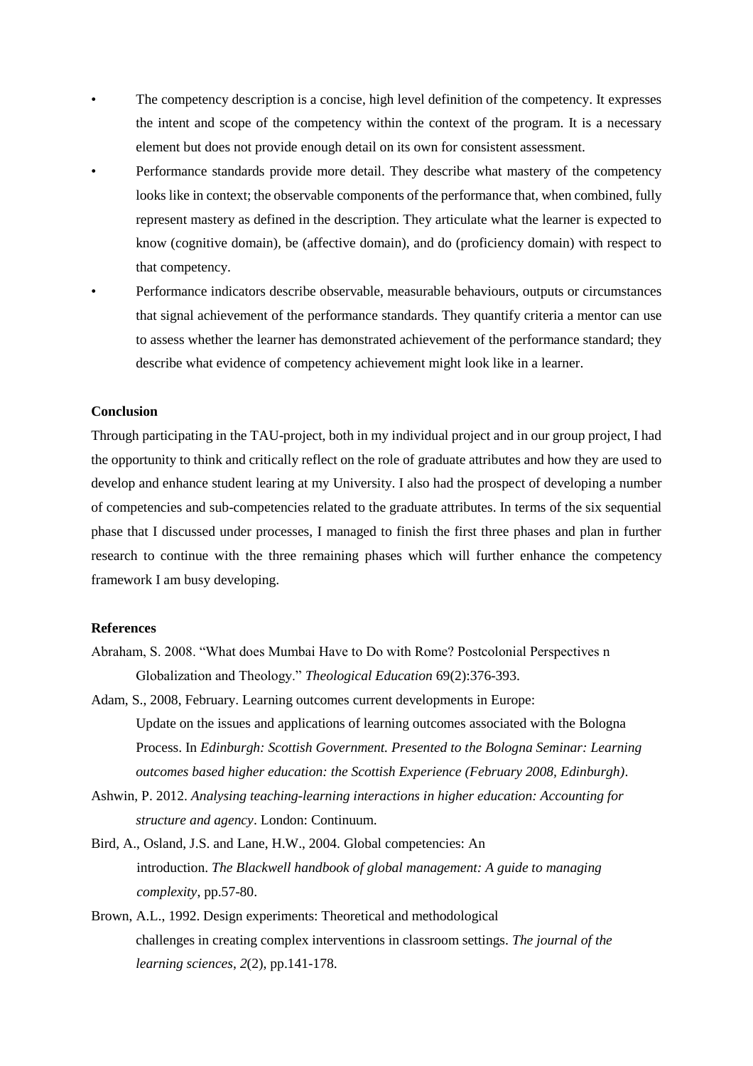- The competency description is a concise, high level definition of the competency. It expresses the intent and scope of the competency within the context of the program. It is a necessary element but does not provide enough detail on its own for consistent assessment.
- Performance standards provide more detail. They describe what mastery of the competency looks like in context; the observable components of the performance that, when combined, fully represent mastery as defined in the description. They articulate what the learner is expected to know (cognitive domain), be (affective domain), and do (proficiency domain) with respect to that competency.
- Performance indicators describe observable, measurable behaviours, outputs or circumstances that signal achievement of the performance standards. They quantify criteria a mentor can use to assess whether the learner has demonstrated achievement of the performance standard; they describe what evidence of competency achievement might look like in a learner.

**Conclusion**

Through participating in the TAU-project, both in my individual project and in our group project, I had the opportunity to think and critically reflect on the role of graduate attributes and how they are used to develop and enhance student learing at my University. I also had the prospect of developing a number of competencies and sub-competencies related to the graduate attributes. In terms of the six sequential phase that I discussed under processes, I managed to finish the first three phases and plan in further research to continue with the three remaining phases which will further enhance the competency framework I am busy developing.

**References**

Abraham, S. 2008. "What does Mumbai Have to Do with Rome? Postcolonial Perspectives n Globalization and Theology." *Theological Education* 69(2):376-393.

Adam, S., 2008, February. Learning outcomes current developments in Europe: Update on the issues and applications of learning outcomes associated with the Bologna Process. In *Edinburgh: Scottish Government. Presented to the Bologna Seminar: Learning outcomes based higher education: the Scottish Experience (February 2008, Edinburgh)*.

Ashwin, P. 2012. *Analysing teaching-learning interactions in higher education: Accounting for structure and agency*. London: Continuum.

Bird, A., Osland, J.S. and Lane, H.W., 2004. Global competencies: An introduction. *The Blackwell handbook of global management: A guide to managing complexity*, pp.57-80.

Brown, A.L., 1992. Design experiments: Theoretical and methodological challenges in creating complex interventions in classroom settings. *The journal of the learning sciences*, *2*(2), pp.141-178.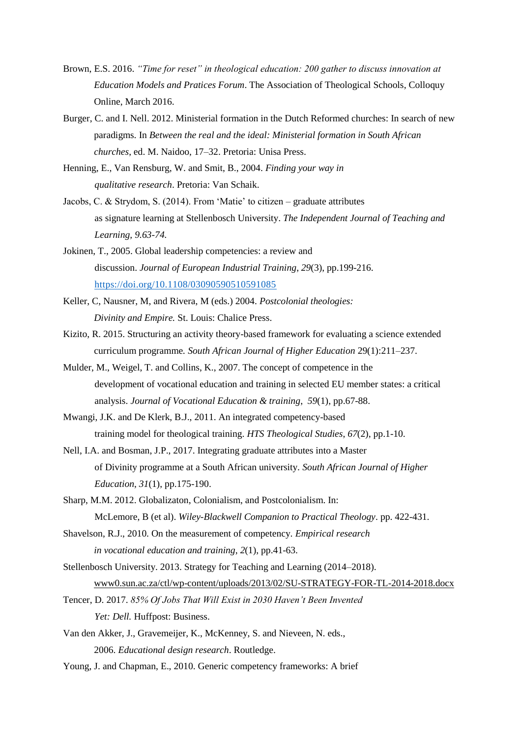Brown, E.S. 2016. *"Time for reset" in theological education: 200 gather to discuss innovation at Education Models and Pratices Forum*. The Association of Theological Schools, Colloquy Online, March 2016.

Burger, C. and I. Nell. 2012. Ministerial formation in the Dutch Reformed churches: In search of new paradigms. In *Between the real and the ideal: Ministerial formation in South African churches*, ed. M. Naidoo, 17–32. Pretoria: Unisa Press.

Henning, E., Van Rensburg, W. and Smit, B., 2004. *Finding your way in qualitative research*. Pretoria: Van Schaik.

Jacobs, C. & Strydom, S. (2014). From 'Matie' to citizen – graduate attributes as signature learning at Stellenbosch University. *The Independent Journal of Teaching and Learning, 9.63-74.*

Jokinen, T., 2005. Global leadership competencies: a review and discussion. *Journal of European Industrial Training*, *29*(3), pp.199-216. https://doi.org/10.1108/03090590510591085

Keller, C, Nausner, M, and Rivera, M (eds.) 2004. *Postcolonial theologies: Divinity and Empire.* St. Louis: Chalice Press.

Kizito, R. 2015. Structuring an activity theory-based framework for evaluating a science extended curriculum programme. *South African Journal of Higher Education* 29(1):211–237.

Mulder, M., Weigel, T. and Collins, K., 2007. The concept of competence in the development of vocational education and training in selected EU member states: a critical analysis. *Journal of Vocational Education & training*, *59*(1), pp.67-88.

Mwangi, J.K. and De Klerk, B.J., 2011. An integrated competency-based training model for theological training. *HTS Theological Studies*, *67*(2), pp.1-10.

Nell, I.A. and Bosman, J.P., 2017. Integrating graduate attributes into a Master of Divinity programme at a South African university. *South African Journal of Higher Education*, *31*(1), pp.175-190.

Sharp, M.M. 2012. Globalizaton, Colonialism, and Postcolonialism. In: McLemore, B (et al). *Wiley-Blackwell Companion to Practical Theology*. pp. 422-431.

Shavelson, R.J., 2010. On the measurement of competency. *Empirical research in vocational education and training*, *2*(1), pp.41-63.

Stellenbosch University. 2013. Strategy for Teaching and Learning (2014–2018). www0.sun.ac.za/ctl/wp-content/uploads/2013/02/SU-STRATEGY-FOR-TL-2014-2018.docx

Tencer, D. 2017. *85% Of Jobs That Will Exist in 2030 Haven't Been Invented Yet: Dell.* Huffpost: Business.

Van den Akker, J., Gravemeijer, K., McKenney, S. and Nieveen, N. eds., 2006. *Educational design research*. Routledge.

Young, J. and Chapman, E., 2010. Generic competency frameworks: A brief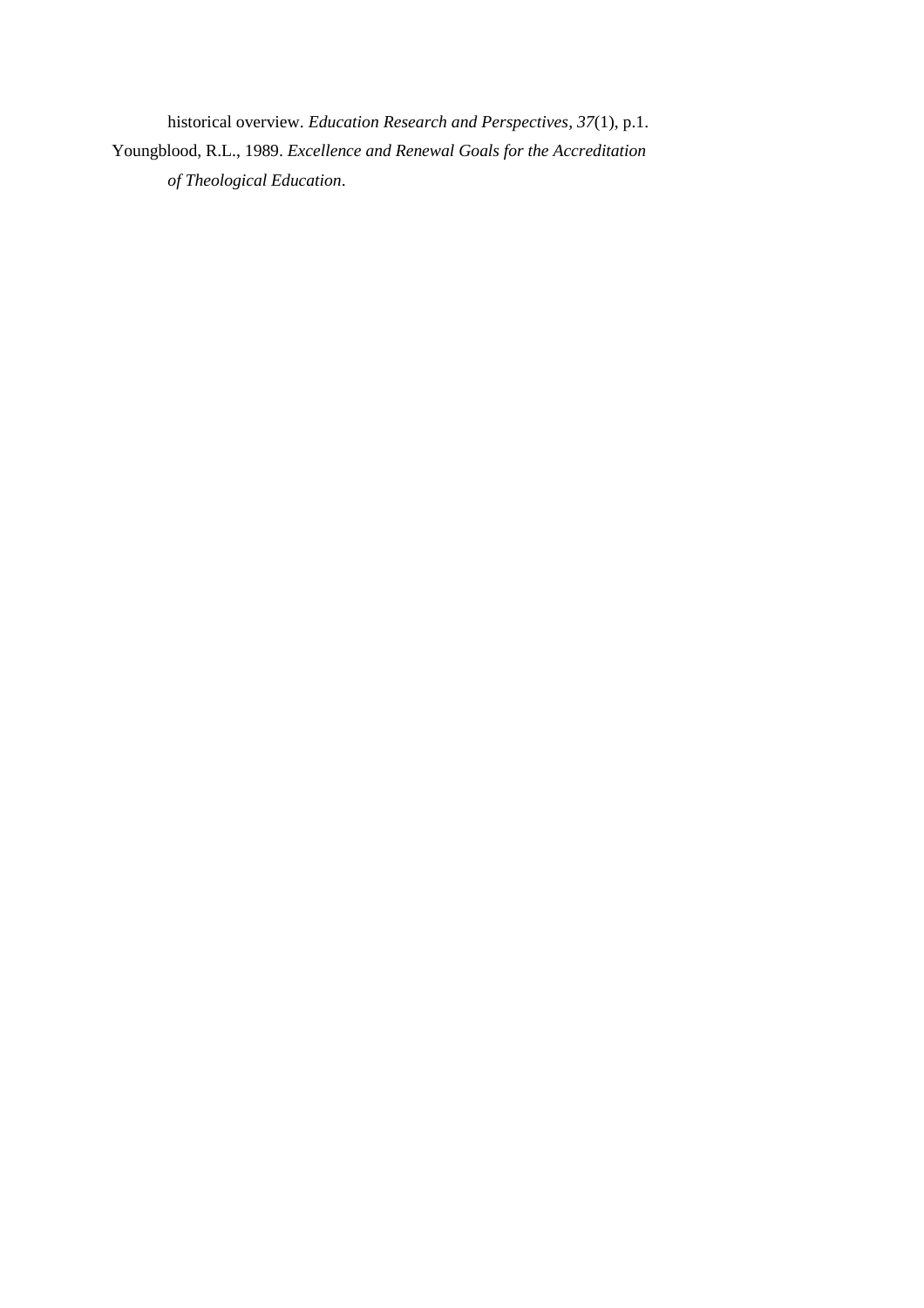historical overview. *Education Research and Perspectives*, *37*(1), p.1.

Youngblood, R.L., 1989. *Excellence and Renewal Goals for the Accreditation of Theological Education*.